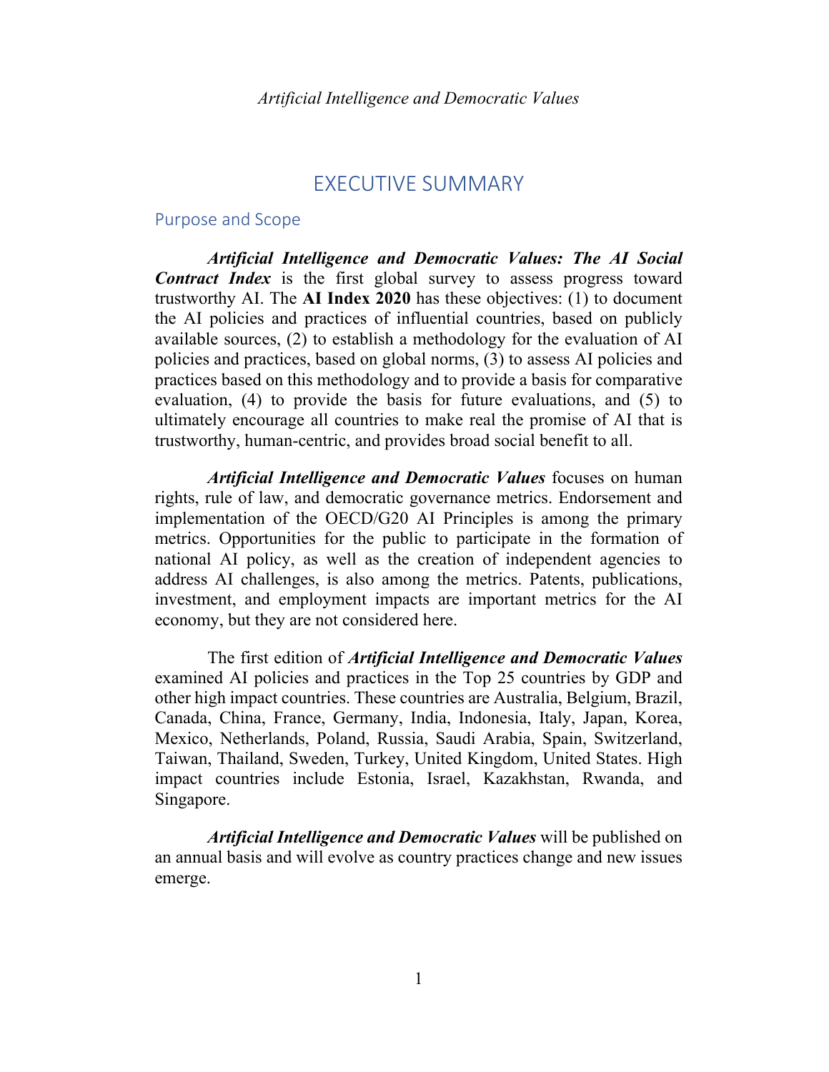# EXECUTIVE SUMMARY

## Purpose and Scope

***Artificial Intelligence and Democratic Values: The AI Social Contract Index*** is the first global survey to assess progress toward trustworthy AI. The **AI Index 2020** has these objectives: (1) to document the AI policies and practices of influential countries, based on publicly available sources, (2) to establish a methodology for the evaluation of AI policies and practices, based on global norms, (3) to assess AI policies and practices based on this methodology and to provide a basis for comparative evaluation, (4) to provide the basis for future evaluations, and (5) to ultimately encourage all countries to make real the promise of AI that is trustworthy, human-centric, and provides broad social benefit to all.

***Artificial Intelligence and Democratic Values*** focuses on human rights, rule of law, and democratic governance metrics. Endorsement and implementation of the OECD/G20 AI Principles is among the primary metrics. Opportunities for the public to participate in the formation of national AI policy, as well as the creation of independent agencies to address AI challenges, is also among the metrics. Patents, publications, investment, and employment impacts are important metrics for the AI economy, but they are not considered here.

The first edition of ***Artificial Intelligence and Democratic Values*** examined AI policies and practices in the Top 25 countries by GDP and other high impact countries. These countries are Australia, Belgium, Brazil, Canada, China, France, Germany, India, Indonesia, Italy, Japan, Korea, Mexico, Netherlands, Poland, Russia, Saudi Arabia, Spain, Switzerland, Taiwan, Thailand, Sweden, Turkey, United Kingdom, United States. High impact countries include Estonia, Israel, Kazakhstan, Rwanda, and Singapore.

***Artificial Intelligence and Democratic Values*** will be published on an annual basis and will evolve as country practices change and new issues emerge.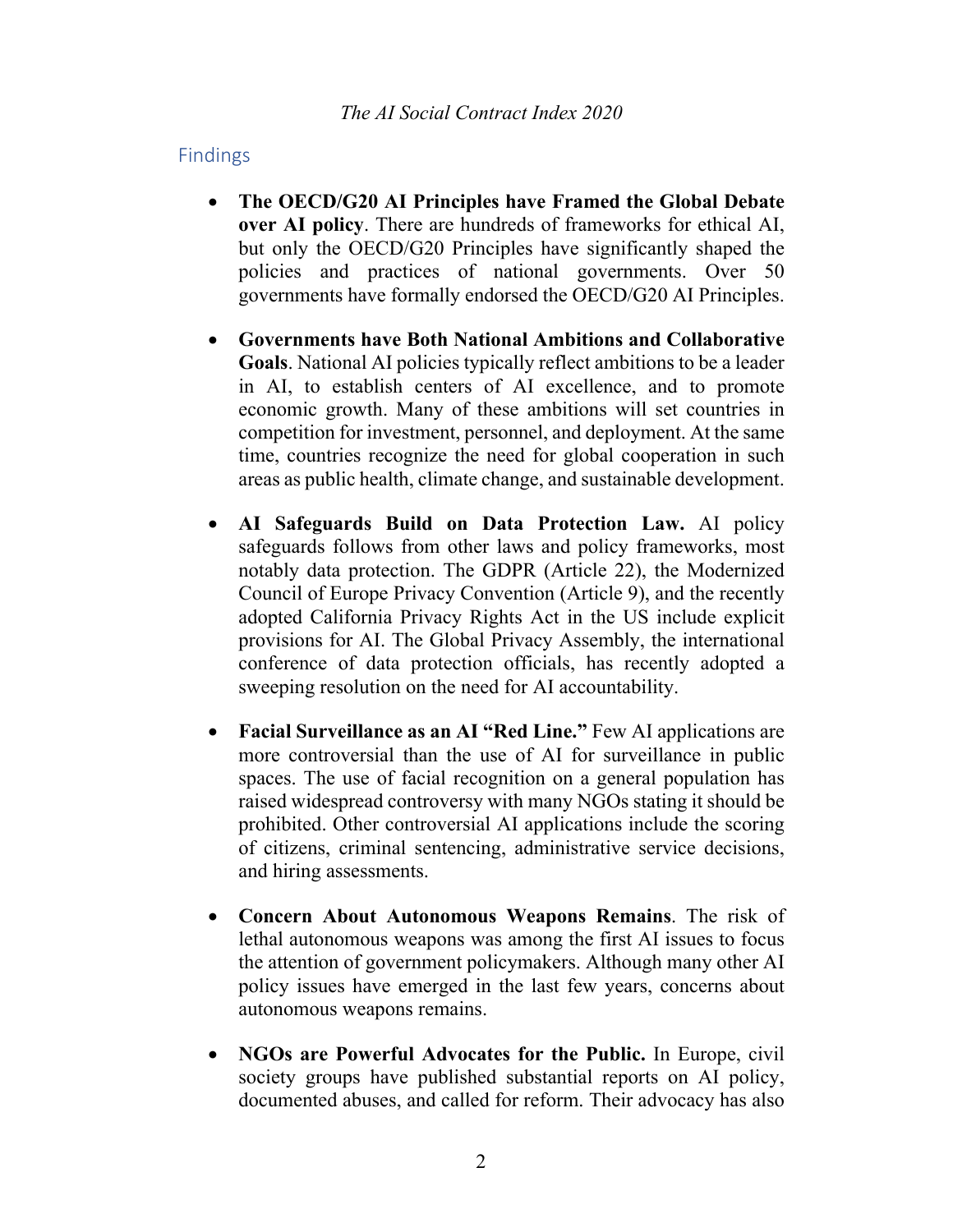## Findings

- **The OECD/G20 AI Principles have Framed the Global Debate over AI policy**. There are hundreds of frameworks for ethical AI, but only the OECD/G20 Principles have significantly shaped the policies and practices of national governments. Over 50 governments have formally endorsed the OECD/G20 AI Principles.

- **Governments have Both National Ambitions and Collaborative Goals**. National AI policies typically reflect ambitions to be a leader in AI, to establish centers of AI excellence, and to promote economic growth. Many of these ambitions will set countries in competition for investment, personnel, and deployment. At the same time, countries recognize the need for global cooperation in such areas as public health, climate change, and sustainable development.

- **AI Safeguards Build on Data Protection Law.** AI policy safeguards follows from other laws and policy frameworks, most notably data protection. The GDPR (Article 22), the Modernized Council of Europe Privacy Convention (Article 9), and the recently adopted California Privacy Rights Act in the US include explicit provisions for AI. The Global Privacy Assembly, the international conference of data protection officials, has recently adopted a sweeping resolution on the need for AI accountability.

- **Facial Surveillance as an AI "Red Line."** Few AI applications are more controversial than the use of AI for surveillance in public spaces. The use of facial recognition on a general population has raised widespread controversy with many NGOs stating it should be prohibited. Other controversial AI applications include the scoring of citizens, criminal sentencing, administrative service decisions, and hiring assessments.

- **Concern About Autonomous Weapons Remains**. The risk of lethal autonomous weapons was among the first AI issues to focus the attention of government policymakers. Although many other AI policy issues have emerged in the last few years, concerns about autonomous weapons remains.

- **NGOs are Powerful Advocates for the Public.** In Europe, civil society groups have published substantial reports on AI policy, documented abuses, and called for reform. Their advocacy has also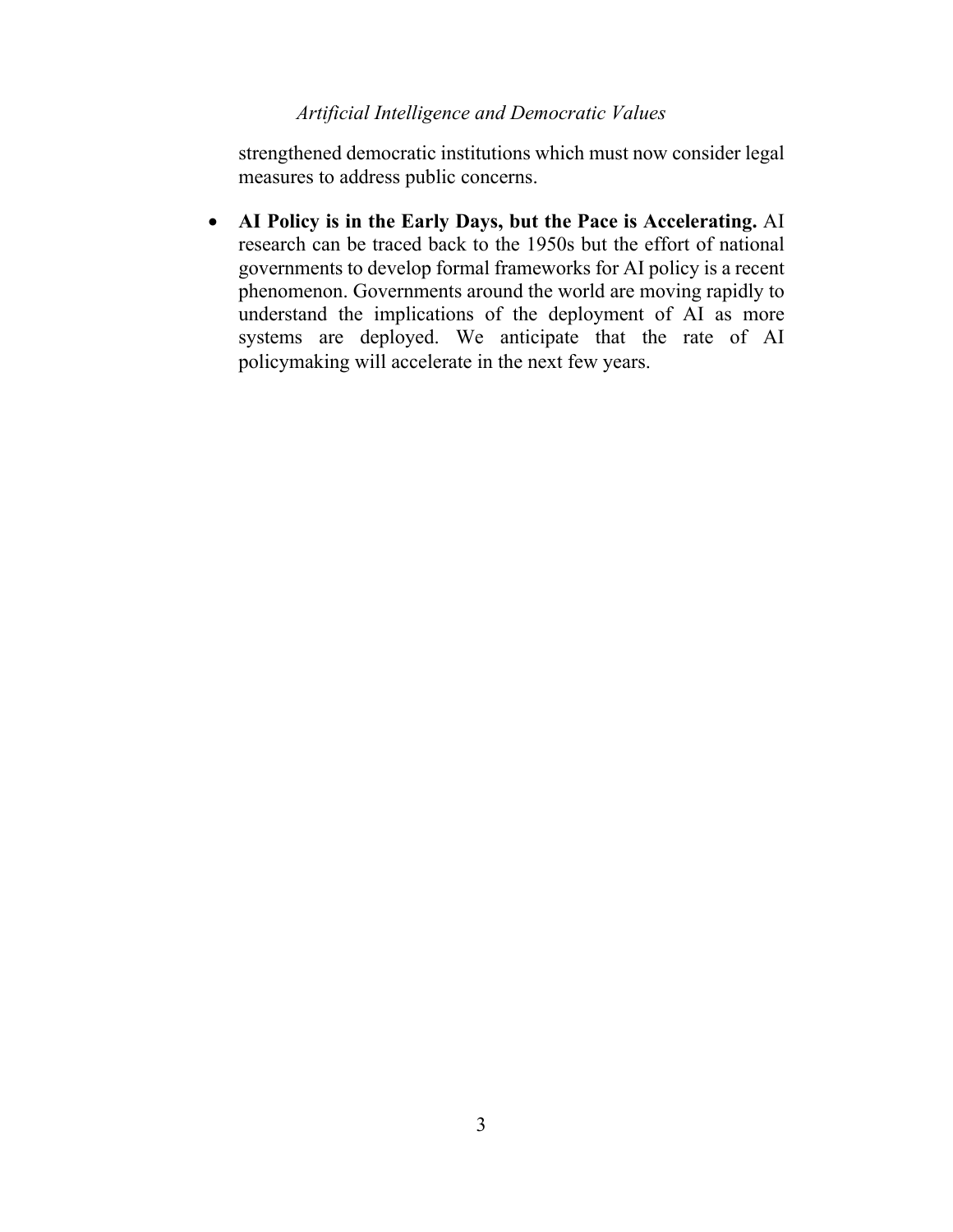strengthened democratic institutions which must now consider legal measures to address public concerns.

- **AI Policy is in the Early Days, but the Pace is Accelerating.** AI research can be traced back to the 1950s but the effort of national governments to develop formal frameworks for AI policy is a recent phenomenon. Governments around the world are moving rapidly to understand the implications of the deployment of AI as more systems are deployed. We anticipate that the rate of AI policymaking will accelerate in the next few years.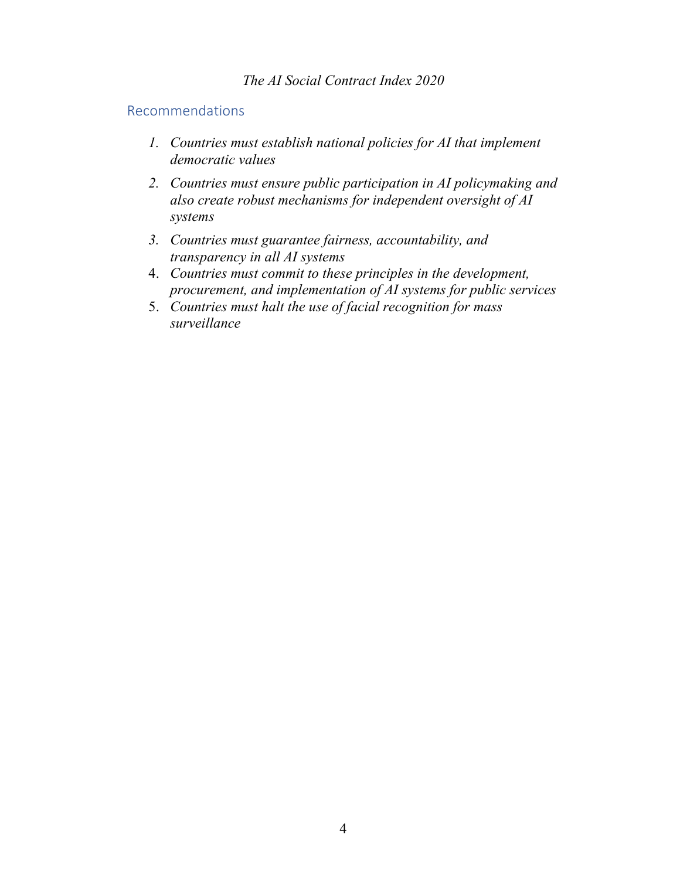## Recommendations

1. *Countries must establish national policies for AI that implement democratic values*
2. *Countries must ensure public participation in AI policymaking and also create robust mechanisms for independent oversight of AI systems*
3. *Countries must guarantee fairness, accountability, and transparency in all AI systems*
4. *Countries must commit to these principles in the development, procurement, and implementation of AI systems for public services*
5. *Countries must halt the use of facial recognition for mass surveillance*